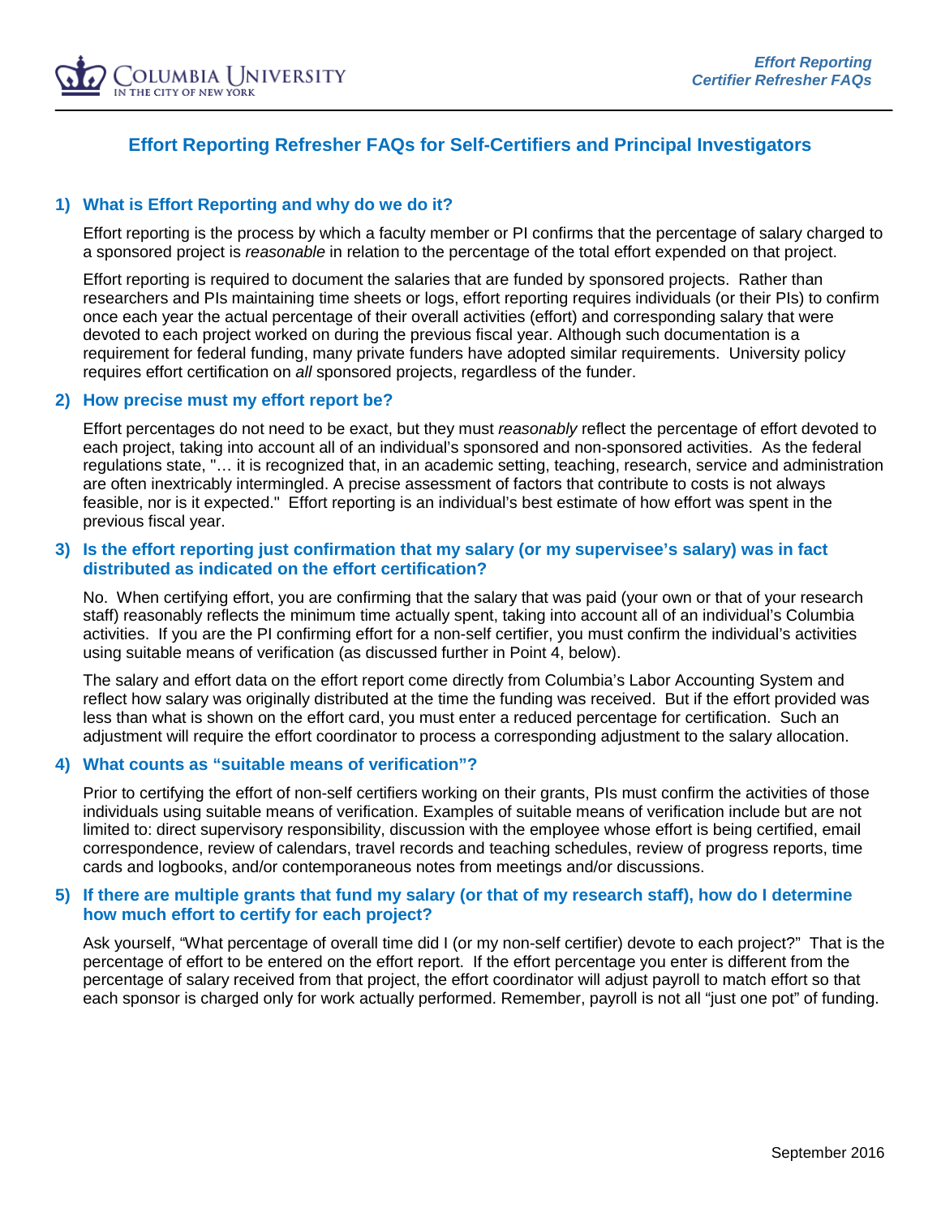# Effort Reporting Refresher FAQs for Self-Certifiers and Principal Investigators

## 1) What is Effort Reporting and why do we do it?

Effort reporting is the process by which a faculty member or PI confirms that the percentage of salary charged to a sponsored project is *reasonable* in relation to the percentage of the total effort expended on that project.

Effort reporting is required to document the salaries that are funded by sponsored projects. Rather than researchers and PIs maintaining time sheets or logs, effort reporting requires individuals (or their PIs) to confirm once each year the actual percentage of their overall activities (effort) and corresponding salary that were devoted to each project worked on during the previous fiscal year. Although such documentation is a requirement for federal funding, many private funders have adopted similar requirements. University policy requires effort certification on *all* sponsored projects, regardless of the funder.

## 2) How precise must my effort report be?

Effort percentages do not need to be exact, but they must *reasonably* reflect the percentage of effort devoted to each project, taking into account all of an individual's sponsored and non-sponsored activities. As the federal regulations state, "… it is recognized that, in an academic setting, teaching, research, service and administration are often inextricably intermingled. A precise assessment of factors that contribute to costs is not always feasible, nor is it expected." Effort reporting is an individual's best estimate of how effort was spent in the previous fiscal year.

## 3) Is the effort reporting just confirmation that my salary (or my supervisee's salary) was in fact distributed as indicated on the effort certification?

No. When certifying effort, you are confirming that the salary that was paid (your own or that of your research staff) reasonably reflects the minimum time actually spent, taking into account all of an individual's Columbia activities. If you are the PI confirming effort for a non-self certifier, you must confirm the individual's activities using suitable means of verification (as discussed further in Point 4, below).

The salary and effort data on the effort report come directly from Columbia's Labor Accounting System and reflect how salary was originally distributed at the time the funding was received. But if the effort provided was less than what is shown on the effort card, you must enter a reduced percentage for certification. Such an adjustment will require the effort coordinator to process a corresponding adjustment to the salary allocation.

## 4) What counts as "suitable means of verification"?

Prior to certifying the effort of non-self certifiers working on their grants, PIs must confirm the activities of those individuals using suitable means of verification. Examples of suitable means of verification include but are not limited to: direct supervisory responsibility, discussion with the employee whose effort is being certified, email correspondence, review of calendars, travel records and teaching schedules, review of progress reports, time cards and logbooks, and/or contemporaneous notes from meetings and/or discussions.

## 5) If there are multiple grants that fund my salary (or that of my research staff), how do I determine how much effort to certify for each project?

Ask yourself, "What percentage of overall time did I (or my non-self certifier) devote to each project?" That is the percentage of effort to be entered on the effort report. If the effort percentage you enter is different from the percentage of salary received from that project, the effort coordinator will adjust payroll to match effort so that each sponsor is charged only for work actually performed. Remember, payroll is not all "just one pot" of funding.

September 2016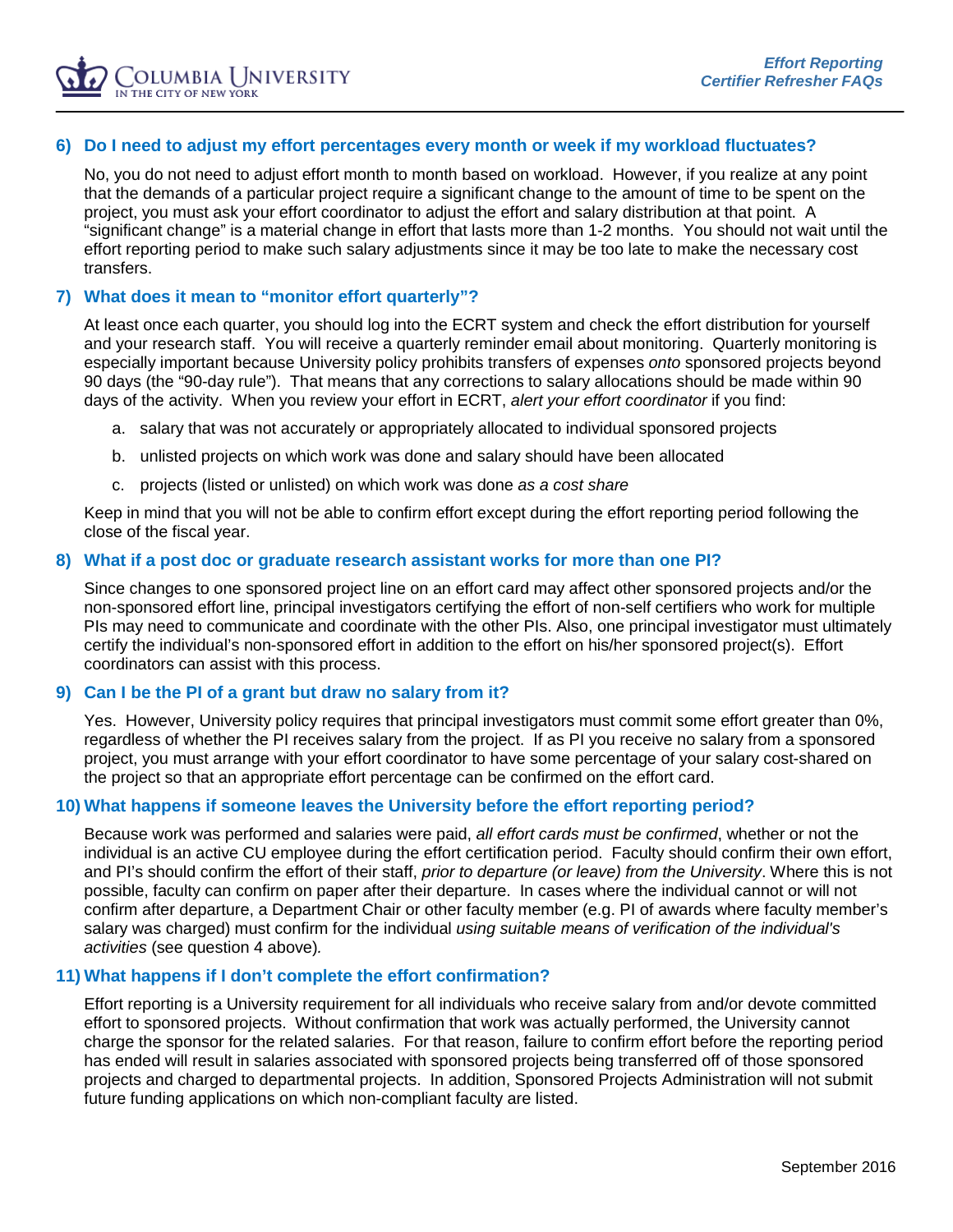### 6) Do I need to adjust my effort percentages every month or week if my workload fluctuates?

No, you do not need to adjust effort month to month based on workload. However, if you realize at any point that the demands of a particular project require a significant change to the amount of time to be spent on the project, you must ask your effort coordinator to adjust the effort and salary distribution at that point. A "significant change" is a material change in effort that lasts more than 1-2 months. You should not wait until the effort reporting period to make such salary adjustments since it may be too late to make the necessary cost transfers.

### 7) What does it mean to "monitor effort quarterly"?

At least once each quarter, you should log into the ECRT system and check the effort distribution for yourself and your research staff. You will receive a quarterly reminder email about monitoring. Quarterly monitoring is especially important because University policy prohibits transfers of expenses *onto* sponsored projects beyond 90 days (the "90-day rule"). That means that any corrections to salary allocations should be made within 90 days of the activity. When you review your effort in ECRT, *alert your effort coordinator* if you find:

a. salary that was not accurately or appropriately allocated to individual sponsored projects
b. unlisted projects on which work was done and salary should have been allocated
c. projects (listed or unlisted) on which work was done *as a cost share*

Keep in mind that you will not be able to confirm effort except during the effort reporting period following the close of the fiscal year.

### 8) What if a post doc or graduate research assistant works for more than one PI?

Since changes to one sponsored project line on an effort card may affect other sponsored projects and/or the non-sponsored effort line, principal investigators certifying the effort of non-self certifiers who work for multiple PIs may need to communicate and coordinate with the other PIs. Also, one principal investigator must ultimately certify the individual's non-sponsored effort in addition to the effort on his/her sponsored project(s). Effort coordinators can assist with this process.

### 9) Can I be the PI of a grant but draw no salary from it?

Yes. However, University policy requires that principal investigators must commit some effort greater than 0%, regardless of whether the PI receives salary from the project. If as PI you receive no salary from a sponsored project, you must arrange with your effort coordinator to have some percentage of your salary cost-shared on the project so that an appropriate effort percentage can be confirmed on the effort card.

### 10) What happens if someone leaves the University before the effort reporting period?

Because work was performed and salaries were paid, *all effort cards must be confirmed*, whether or not the individual is an active CU employee during the effort certification period. Faculty should confirm their own effort, and PI's should confirm the effort of their staff, *prior to departure (or leave) from the University*. Where this is not possible, faculty can confirm on paper after their departure. In cases where the individual cannot or will not confirm after departure, a Department Chair or other faculty member (e.g. PI of awards where faculty member's salary was charged) must confirm for the individual *using suitable means of verification of the individual's activities* (see question 4 above).

### 11) What happens if I don't complete the effort confirmation?

Effort reporting is a University requirement for all individuals who receive salary from and/or devote committed effort to sponsored projects. Without confirmation that work was actually performed, the University cannot charge the sponsor for the related salaries. For that reason, failure to confirm effort before the reporting period has ended will result in salaries associated with sponsored projects being transferred off of those sponsored projects and charged to departmental projects. In addition, Sponsored Projects Administration will not submit future funding applications on which non-compliant faculty are listed.

September 2016